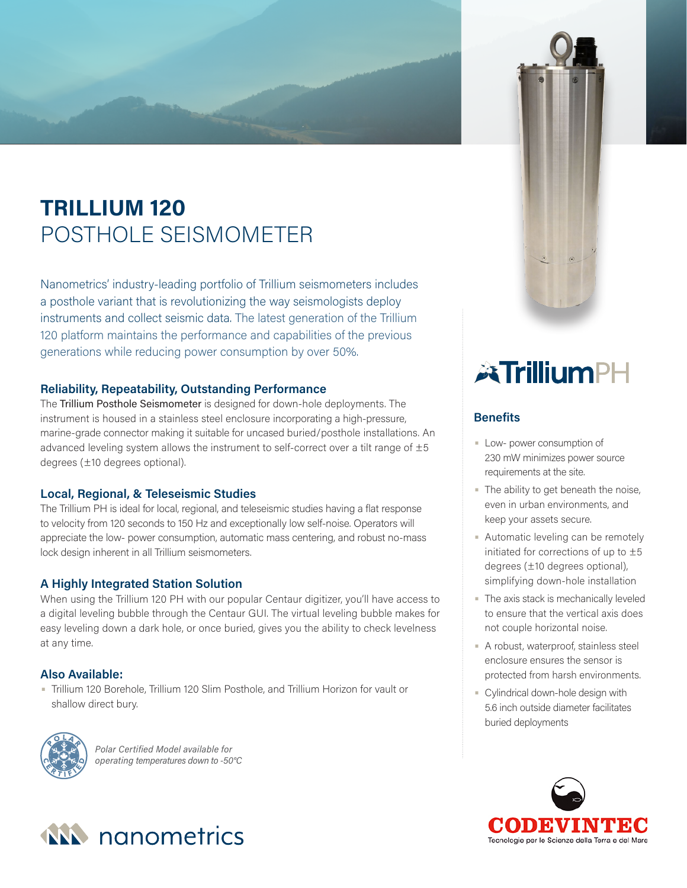# TRILLIUM 120
## POSTHOLE SEISMOMETER

Nanometrics' industry-leading portfolio of Trillium seismometers includes a posthole variant that is revolutionizing the way seismologists deploy instruments and collect seismic data. The latest generation of the Trillium 120 platform maintains the performance and capabilities of the previous generations while reducing power consumption by over 50%.

### Reliability, Repeatability, Outstanding Performance

The Trillium Posthole Seismometer is designed for down-hole deployments. The instrument is housed in a stainless steel enclosure incorporating a high-pressure, marine-grade connector making it suitable for uncased buried/posthole installations. An advanced leveling system allows the instrument to self-correct over a tilt range of ±5 degrees (±10 degrees optional).

### Local, Regional, & Teleseismic Studies

The Trillium PH is ideal for local, regional, and teleseismic studies having a flat response to velocity from 120 seconds to 150 Hz and exceptionally low self-noise. Operators will appreciate the low- power consumption, automatic mass centering, and robust no-mass lock design inherent in all Trillium seismometers.

### A Highly Integrated Station Solution

When using the Trillium 120 PH with our popular Centaur digitizer, you'll have access to a digital leveling bubble through the Centaur GUI. The virtual leveling bubble makes for easy leveling down a dark hole, or once buried, gives you the ability to check levelness at any time.

### Also Available:

- Trillium 120 Borehole, Trillium 120 Slim Posthole, and Trillium Horizon for vault or shallow direct bury.

*Polar Certified Model available for operating temperatures down to -50°C*

nanometrics

TrilliumPH

### Benefits

- Low- power consumption of 230 mW minimizes power source requirements at the site.
- The ability to get beneath the noise, even in urban environments, and keep your assets secure.
- Automatic leveling can be remotely initiated for corrections of up to ±5 degrees (±10 degrees optional), simplifying down-hole installation
- The axis stack is mechanically leveled to ensure that the vertical axis does not couple horizontal noise.
- A robust, waterproof, stainless steel enclosure ensures the sensor is protected from harsh environments.
- Cylindrical down-hole design with 5.6 inch outside diameter facilitates buried deployments

CODEVINTEC
Tecnologie per le Scienze della Terra e del Mare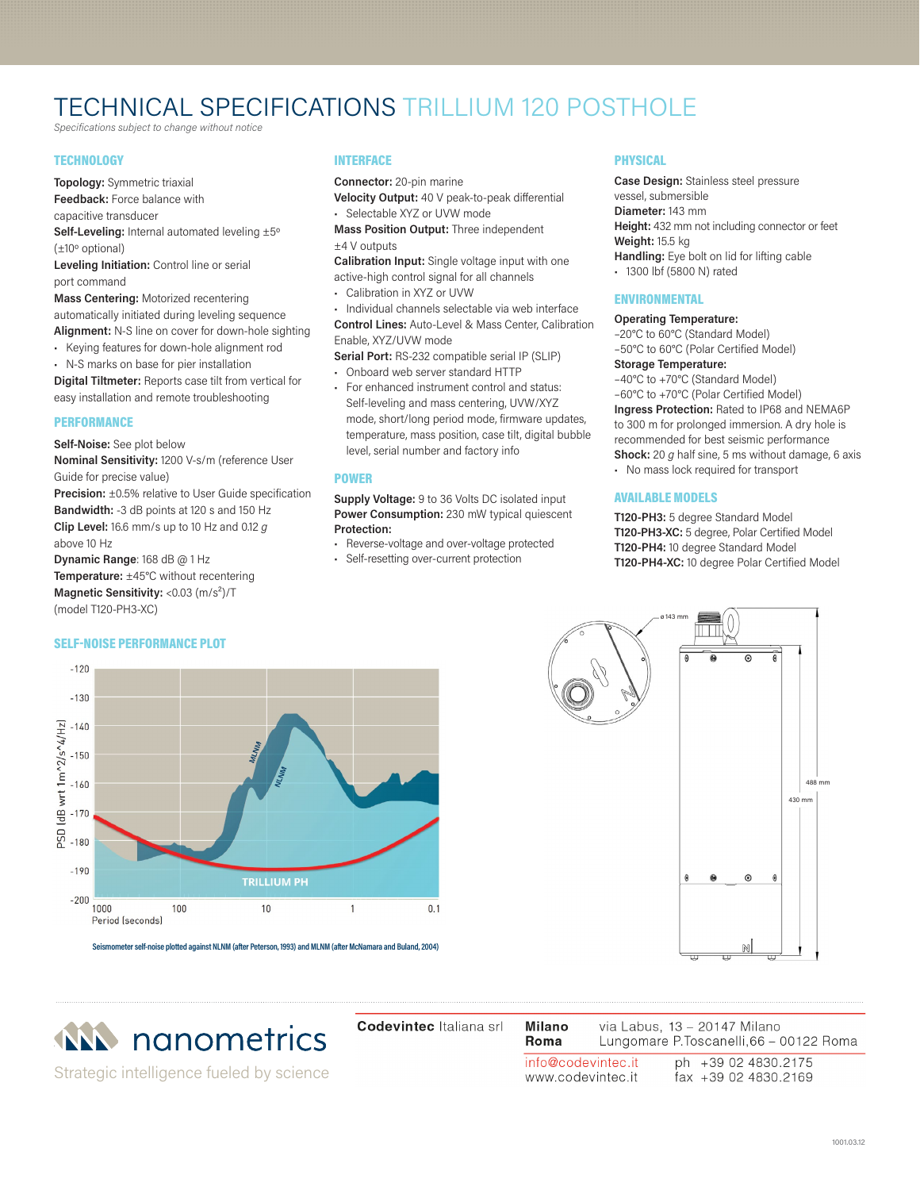# TECHNICAL SPECIFICATIONS TRILLIUM 120 POSTHOLE

*Specifications subject to change without notice*

## TECHNOLOGY

**Topology:** Symmetric triaxial
**Feedback:** Force balance with capacitive transducer
**Self-Leveling:** Internal automated leveling ±5º (±10º optional)
**Leveling Initiation:** Control line or serial port command
**Mass Centering:** Motorized recentering automatically initiated during leveling sequence
**Alignment:** N-S line on cover for down-hole sighting

- Keying features for down-hole alignment rod
- N-S marks on base for pier installation

**Digital Tiltmeter:** Reports case tilt from vertical for easy installation and remote troubleshooting

## PERFORMANCE

**Self-Noise:** See plot below
**Nominal Sensitivity:** 1200 V-s/m (reference User Guide for precise value)
**Precision:** ±0.5% relative to User Guide specification
**Bandwidth:** -3 dB points at 120 s and 150 Hz
**Clip Level:** 16.6 mm/s up to 10 Hz and 0.12 *g* above 10 Hz
**Dynamic Range**: 168 dB @ 1 Hz
**Temperature:** ±45°C without recentering
**Magnetic Sensitivity:** <0.03 (m/s$^2$)/T (model T120-PH3-XC)

## SELF-NOISE PERFORMANCE PLOT

PSD [dB wrt 1m^2/s^4/Hz]
-120
-130
-140
-150
-160
-170
-180
-190
-200
1000
100
10
1
0.1
Period [seconds]
MLNM
NLNM
TRILLIUM PH

Seismometer self-noise plotted against NLNM (after Peterson, 1993) and MLNM (after McNamara and Buland, 2004)

## INTERFACE

**Connector:** 20-pin marine
**Velocity Output:** 40 V peak-to-peak differential

- Selectable XYZ or UVW mode

**Mass Position Output:** Three independent ±4 V outputs
**Calibration Input:** Single voltage input with one active-high control signal for all channels

- Calibration in XYZ or UVW
- Individual channels selectable via web interface

**Control Lines:** Auto-Level & Mass Center, Calibration Enable, XYZ/UVW mode
**Serial Port:** RS-232 compatible serial IP (SLIP)

- Onboard web server standard HTTP
- For enhanced instrument control and status: Self-leveling and mass centering, UVW/XYZ mode, short/long period mode, firmware updates, temperature, mass position, case tilt, digital bubble level, serial number and factory info

## POWER

**Supply Voltage:** 9 to 36 Volts DC isolated input
**Power Consumption:** 230 mW typical quiescent
**Protection:**

- Reverse-voltage and over-voltage protected
- Self-resetting over-current protection

## PHYSICAL

**Case Design:** Stainless steel pressure vessel, submersible
**Diameter:** 143 mm
**Height:** 432 mm not including connector or feet
**Weight:** 15.5 kg
**Handling:** Eye bolt on lid for lifting cable

- 1300 lbf (5800 N) rated

## ENVIRONMENTAL

**Operating Temperature:**
–20°C to 60°C (Standard Model)
–50°C to 60°C (Polar Certified Model)
**Storage Temperature:**
–40°C to +70°C (Standard Model)
–60°C to +70°C (Polar Certified Model)
**Ingress Protection:** Rated to IP68 and NEMA6P to 300 m for prolonged immersion. A dry hole is recommended for best seismic performance
**Shock:** 20 *g* half sine, 5 ms without damage, 6 axis

- No mass lock required for transport

## AVAILABLE MODELS

**T120-PH3:** 5 degree Standard Model
**T120-PH3-XC:** 5 degree, Polar Certified Model
**T120-PH4:** 10 degree Standard Model
**T120-PH4-XC:** 10 degree Polar Certified Model

ø 143 mm
488 mm
430 mm

nanometrics
Strategic intelligence fueled by science

**Codevintec** Italiana srl

**Milano** via Labus, 13 – 20147 Milano
**Roma** Lungomare P.Toscanelli,66 – 00122 Roma

info@codevintec.it ph +39 02 4830.2175
www.codevintec.it fax +39 02 4830.2169

1001.03.12